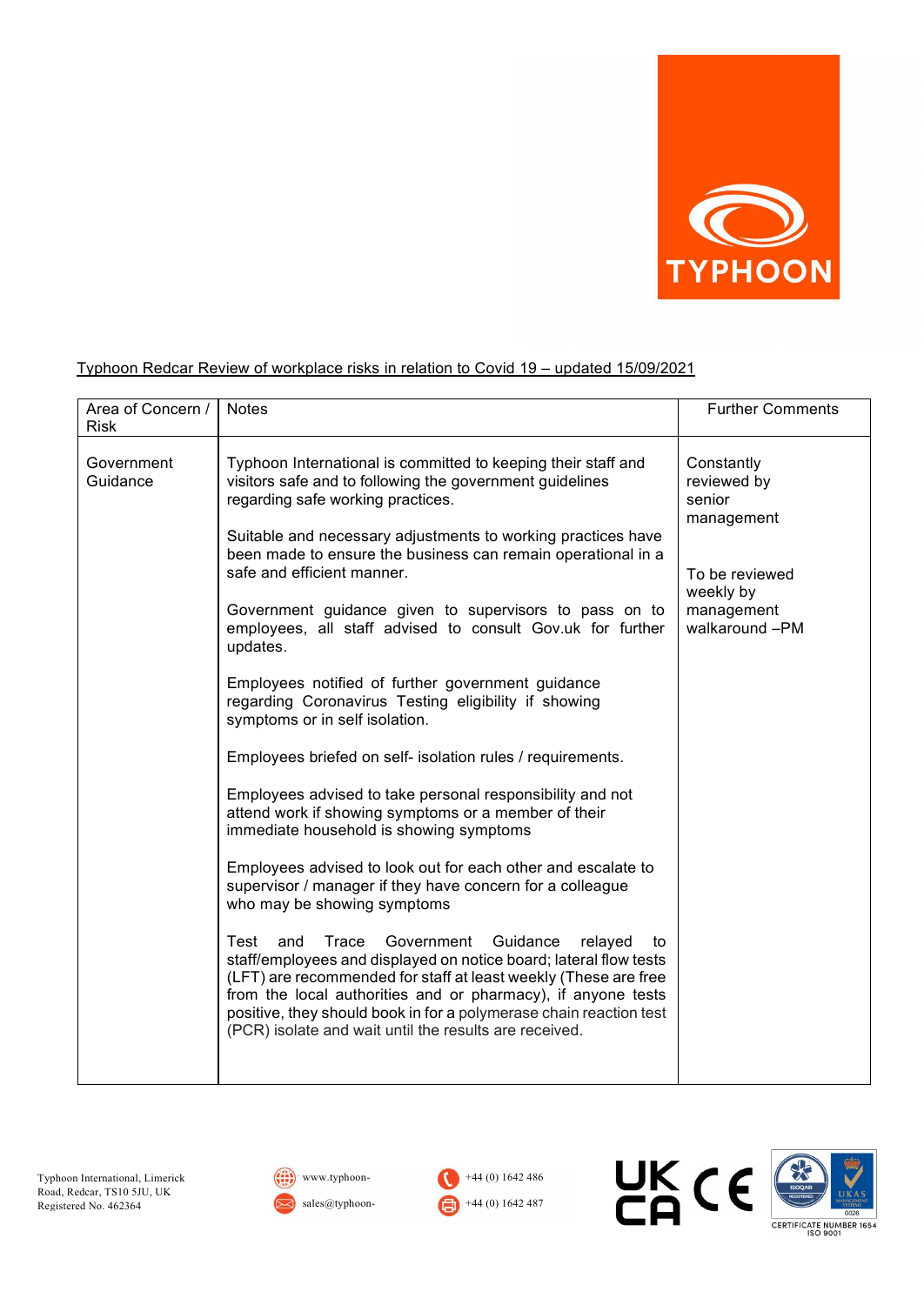Typhoon Redcar Review of workplace risks in relation to Covid 19 – updated 15/09/2021

| Area of Concern / Risk | Notes | Further Comments |
|---|---|---|
| Government Guidance | Typhoon International is committed to keeping their staff and visitors safe and to following the government guidelines regarding safe working practices.<br><br>Suitable and necessary adjustments to working practices have been made to ensure the business can remain operational in a safe and efficient manner.<br><br>Government guidance given to supervisors to pass on to employees, all staff advised to consult Gov.uk for further updates.<br><br>Employees notified of further government guidance regarding Coronavirus Testing eligibility if showing symptoms or in self isolation.<br><br>Employees briefed on self- isolation rules / requirements.<br><br>Employees advised to take personal responsibility and not attend work if showing symptoms or a member of their immediate household is showing symptoms<br><br>Employees advised to look out for each other and escalate to supervisor / manager if they have concern for a colleague who may be showing symptoms<br><br>Test and Trace Government Guidance relayed to staff/employees and displayed on notice board; lateral flow tests (LFT) are recommended for staff at least weekly (These are free from the local authorities and or pharmacy), if anyone tests positive, they should book in for a polymerase chain reaction test (PCR) isolate and wait until the results are received. | Constantly reviewed by senior management<br><br>To be reviewed weekly by management walkaround –PM |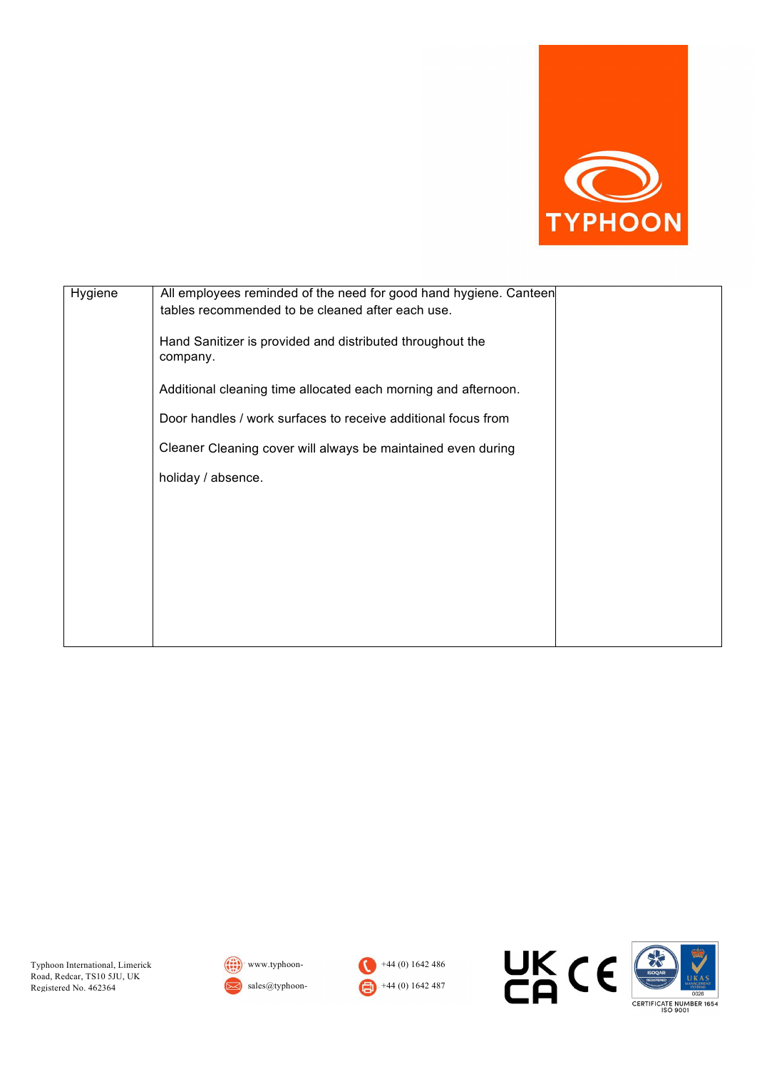| | | |
|---|---|---|
| Hygiene | All employees reminded of the need for good hand hygiene. Canteen tables recommended to be cleaned after each use.<br><br>Hand Sanitizer is provided and distributed throughout the company.<br><br>Additional cleaning time allocated each morning and afternoon.<br><br>Door handles / work surfaces to receive additional focus from<br><br>Cleaner Cleaning cover will always be maintained even during<br><br>holiday / absence. | |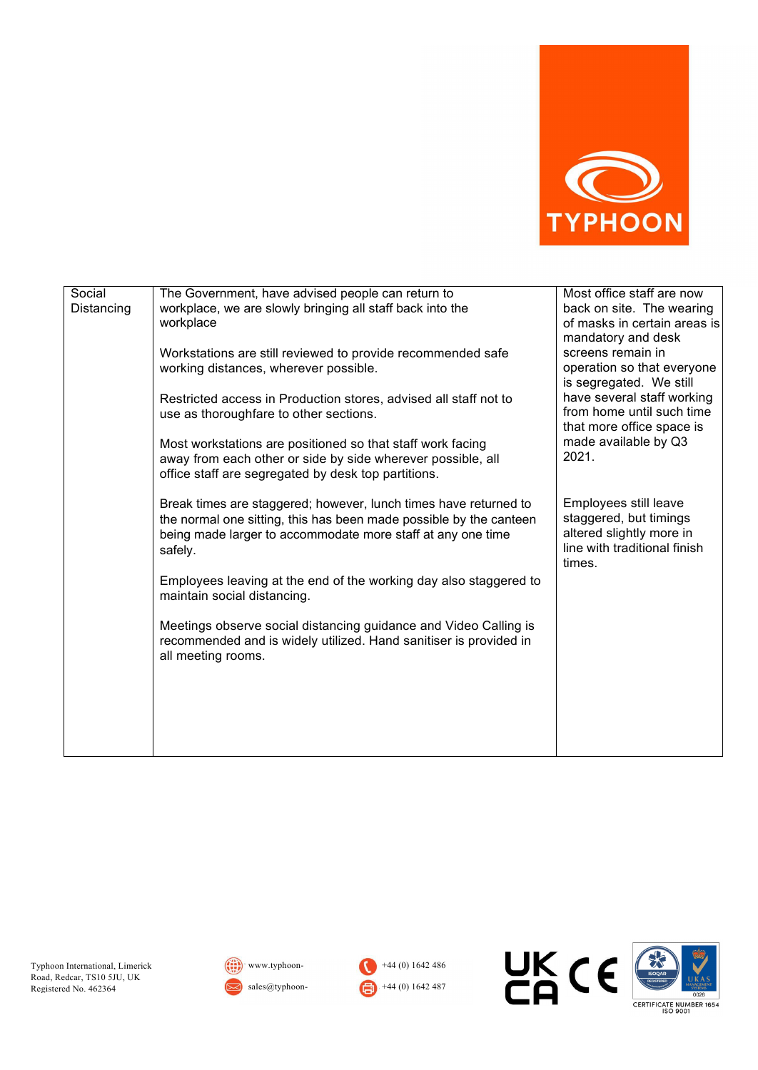| Social Distancing | The Government, have advised people can return to workplace, we are slowly bringing all staff back into the workplace<br><br>Workstations are still reviewed to provide recommended safe working distances, wherever possible.<br><br>Restricted access in Production stores, advised all staff not to use as thoroughfare to other sections.<br><br>Most workstations are positioned so that staff work facing away from each other or side by side wherever possible, all office staff are segregated by desk top partitions.<br><br>Break times are staggered; however, lunch times have returned to the normal one sitting, this has been made possible by the canteen being made larger to accommodate more staff at any one time safely.<br><br>Employees leaving at the end of the working day also staggered to maintain social distancing.<br><br>Meetings observe social distancing guidance and Video Calling is recommended and is widely utilized. Hand sanitiser is provided in all meeting rooms. | Most office staff are now back on site. The wearing of masks in certain areas is mandatory and desk screens remain in operation so that everyone is segregated. We still have several staff working from home until such time that more office space is made available by Q3 2021.<br><br>Employees still leave staggered, but timings altered slightly more in line with traditional finish times. |
|---|---|---|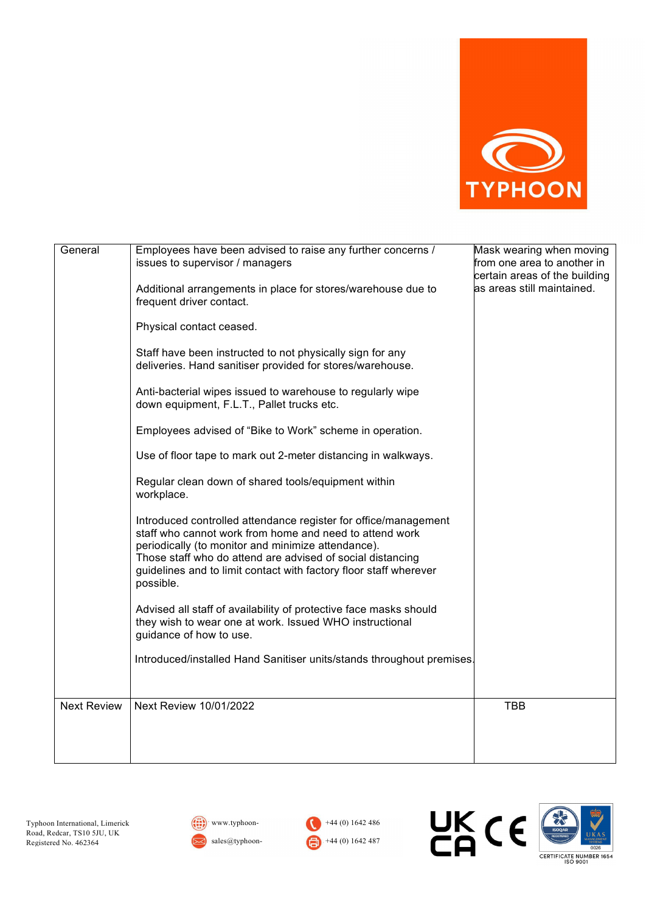| | | |
|---|---|---|
| General | Employees have been advised to raise any further concerns / issues to supervisor / managers<br><br>Additional arrangements in place for stores/warehouse due to frequent driver contact.<br><br>Physical contact ceased.<br><br>Staff have been instructed to not physically sign for any deliveries. Hand sanitiser provided for stores/warehouse.<br><br>Anti-bacterial wipes issued to warehouse to regularly wipe down equipment, F.L.T., Pallet trucks etc.<br><br>Employees advised of "Bike to Work" scheme in operation.<br><br>Use of floor tape to mark out 2-meter distancing in walkways.<br><br>Regular clean down of shared tools/equipment within workplace.<br><br>Introduced controlled attendance register for office/management staff who cannot work from home and need to attend work periodically (to monitor and minimize attendance).<br>Those staff who do attend are advised of social distancing guidelines and to limit contact with factory floor staff wherever possible.<br><br>Advised all staff of availability of protective face masks should they wish to wear one at work. Issued WHO instructional guidance of how to use.<br><br>Introduced/installed Hand Sanitiser units/stands throughout premises. | Mask wearing when moving from one area to another in certain areas of the building as areas still maintained. |
| Next Review | Next Review 10/01/2022 | TBB |